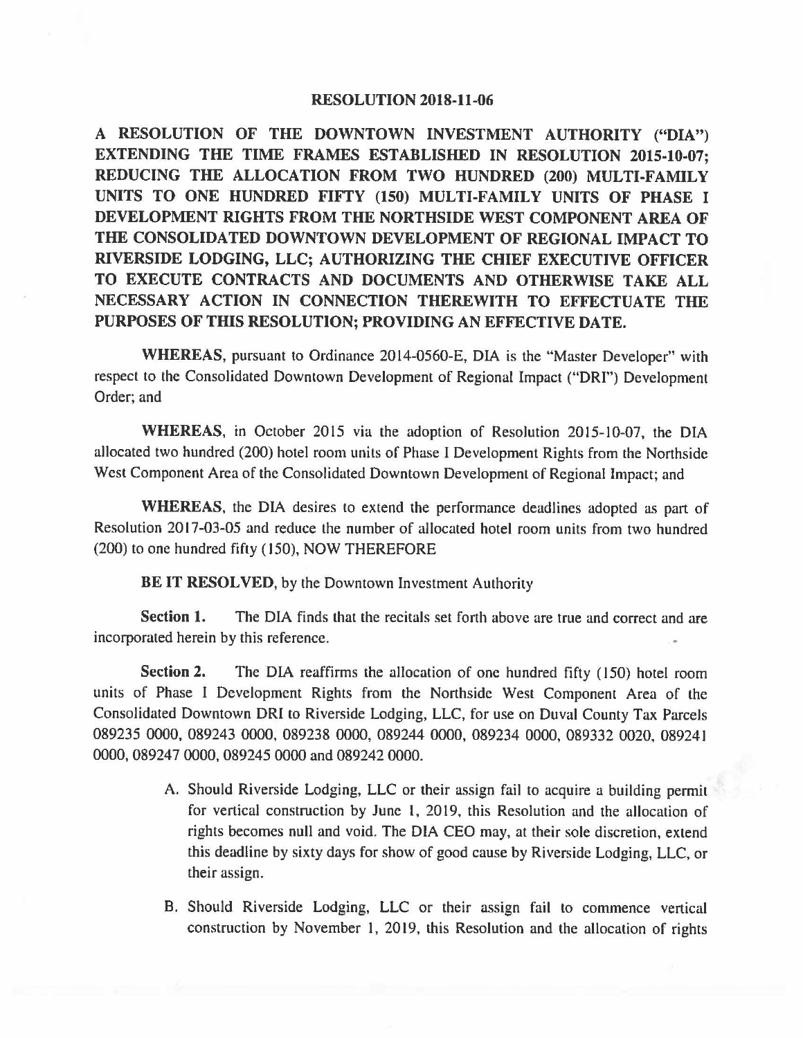# RESOLUTION 2018-11-06

**A RESOLUTION OF THE DOWNTOWN INVESTMENT AUTHORITY ("DIA") EXTENDING THE TIME FRAMES ESTABLISHED IN RESOLUTION 2015-10-07; REDUCING THE ALLOCATION FROM TWO HUNDRED (200) MULTI-FAMILY UNITS TO ONE HUNDRED FIFTY (150) MULTI-FAMILY UNITS OF PHASE I DEVELOPMENT RIGHTS FROM THE NORTHSIDE WEST COMPONENT AREA OF THE CONSOLIDATED DOWNTOWN DEVELOPMENT OF REGIONAL IMPACT TO RIVERSIDE LODGING, LLC; AUTHORIZING THE CHIEF EXECUTIVE OFFICER TO EXECUTE CONTRACTS AND DOCUMENTS AND OTHERWISE TAKE ALL NECESSARY ACTION IN CONNECTION THEREWITH TO EFFECTUATE THE PURPOSES OF THIS RESOLUTION; PROVIDING AN EFFECTIVE DATE.**

**WHEREAS**, pursuant to Ordinance 2014-0560-E, DIA is the "Master Developer" with respect to the Consolidated Downtown Development of Regional Impact ("DRI") Development Order; and

**WHEREAS**, in October 2015 via the adoption of Resolution 2015-10-07, the DIA allocated two hundred (200) hotel room units of Phase I Development Rights from the Northside West Component Area of the Consolidated Downtown Development of Regional Impact; and

**WHEREAS**, the DIA desires to extend the performance deadlines adopted as part of Resolution 2017-03-05 and reduce the number of allocated hotel room units from two hundred (200) to one hundred fifty (150), NOW THEREFORE

**BE IT RESOLVED**, by the Downtown Investment Authority

**Section 1.** The DIA finds that the recitals set forth above are true and correct and are incorporated herein by this reference.

**Section 2.** The DIA reaffirms the allocation of one hundred fifty (150) hotel room units of Phase I Development Rights from the Northside West Component Area of the Consolidated Downtown DRI to Riverside Lodging, LLC, for use on Duval County Tax Parcels 089235 0000, 089243 0000, 089238 0000, 089244 0000, 089234 0000, 089332 0020, 089241 0000, 089247 0000, 089245 0000 and 089242 0000.

A. Should Riverside Lodging, LLC or their assign fail to acquire a building permit for vertical construction by June 1, 2019, this Resolution and the allocation of rights becomes null and void. The DIA CEO may, at their sole discretion, extend this deadline by sixty days for show of good cause by Riverside Lodging, LLC, or their assign.

B. Should Riverside Lodging, LLC or their assign fail to commence vertical construction by November 1, 2019, this Resolution and the allocation of rights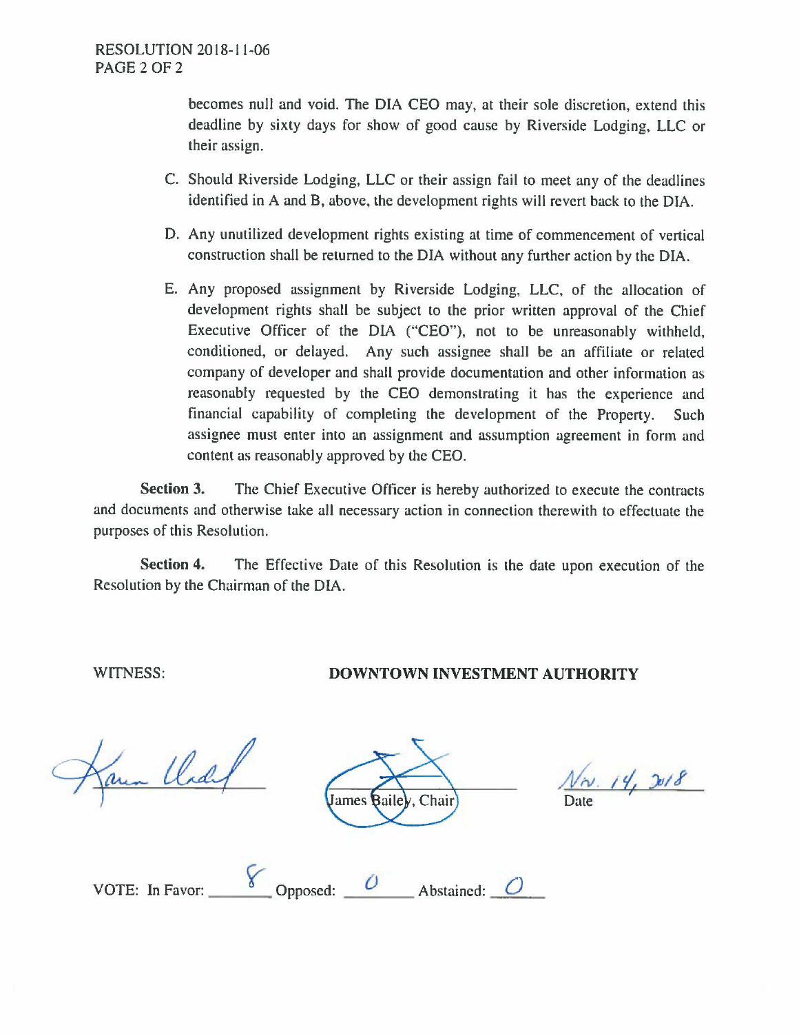becomes null and void. The DIA CEO may, at their sole discretion, extend this deadline by sixty days for show of good cause by Riverside Lodging, LLC or their assign.

C. Should Riverside Lodging, LLC or their assign fail to meet any of the deadlines identified in A and B, above, the development rights will revert back to the DIA.

D. Any unutilized development rights existing at time of commencement of vertical construction shall be returned to the DIA without any further action by the DIA.

E. Any proposed assignment by Riverside Lodging, LLC, of the allocation of development rights shall be subject to the prior written approval of the Chief Executive Officer of the DIA ("CEO"), not to be unreasonably withheld, conditioned, or delayed. Any such assignee shall be an affiliate or related company of developer and shall provide documentation and other information as reasonably requested by the CEO demonstrating it has the experience and financial capability of completing the development of the Property. Such assignee must enter into an assignment and assumption agreement in form and content as reasonably approved by the CEO.

**Section 3.** The Chief Executive Officer is hereby authorized to execute the contracts and documents and otherwise take all necessary action in connection therewith to effectuate the purposes of this Resolution.

**Section 4.** The Effective Date of this Resolution is the date upon execution of the Resolution by the Chairman of the DIA.

WITNESS: **DOWNTOWN INVESTMENT AUTHORITY**

James Bailey, Chair

Nov. 14, 2018
Date

VOTE: In Favor: 8 Opposed: 0 Abstained: 0